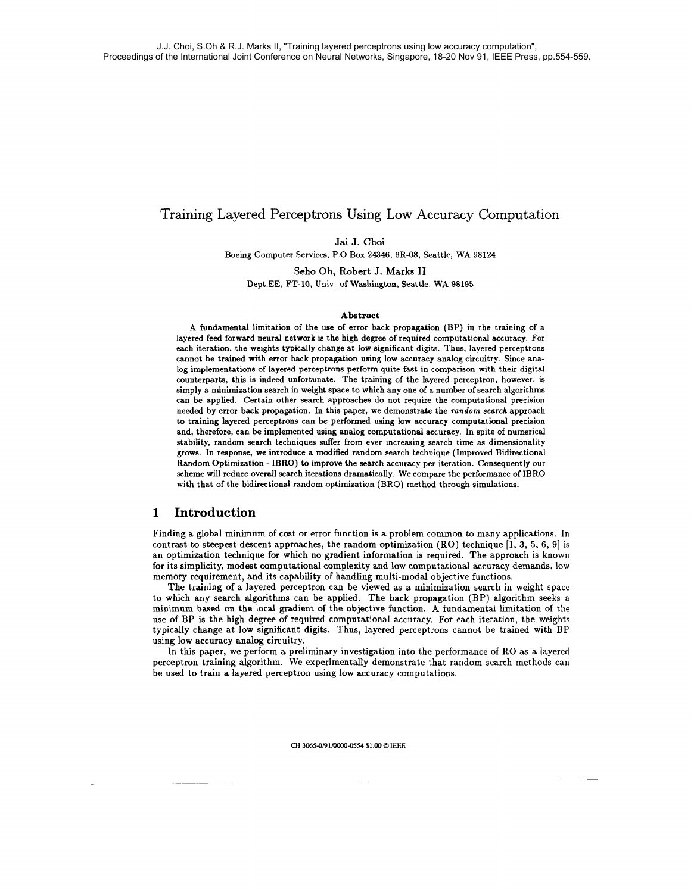J.J. Choi, S.Oh & R.J. Marks II, "Training layered perceptrons using low accuracy computation", Proceedings of the International Joint Conference on Neural Networks, Singapore, 18-20 Nov 91, IEEE Press, pp.554-559.

# Training Layered Perceptrons Using Low Accuracy Computation

Jai J. Choi

Boeing Computer Services, P.O.Box 24346, 6R-08, Seattle, WA 98124

Seho Oh, Robert J. Marks II

Dept.EE, FT-10, Univ. of Washington, Seattle, WA 98195

### Abstract

A fundamental limitation of the use of error back propagation (BP) in the training of a layered feed forward neural network is the high degree of required computational accuracy. For each iteration, the weights typically change at low significant digits. Thus, layered perceptrons cannot be trained with error back propagation using low accuracy analog circuitry. Since analog implementations of layered perceptrons perform quite fast in comparison with their digital counterparts, this is indeed unfortunate. The training of the layered perceptron, however, is simply a minimization search in weight space to which any one of a number of search algorithms can be applied. Certain other search approaches do not require the computational precision needed by error back propagation. In this paper, we demonstrate the *random search* approach to training layered perceptrons can be performed using low accuracy computational precision and, therefore, can be implemented using analog computational accuracy. In spite of numerical stability, random search techniques suffer from ever increasing search time as dimensionality grows. In response, we introduce a modified random search technique (Improved Bidirectional Random Optimization - IBRO) to improve the search accuracy per iteration. Consequently our scheme will reduce overall search iterations dramatically. We compare the performance of IBRO with that of the bidirectional random optimization (BRO) method through simulations.

## 1 Introduction

Finding a global minimum of cost or error function is a problem common to many applications. In contrast to steepest descent approaches, the random optimization (RO) technique [1, 3, 5, 6, 9] is an optimization technique for which no gradient information is required. The approach is known for its simplicity, modest computational complexity and low computational accuracy demands, low memory requirement, and its capability of handling multi-modal objective functions.

The training of a layered perceptron can be viewed as a minimization search in weight space to which any search algorithms can be applied. The back propagation (BP) algorithm seeks a minimum based on the local gradient of the objective function. A fundamental limitation of the use of BP is the high degree of required computational accuracy. For each iteration, the weights typically change at low significant digits. Thus, layered perceptrons cannot be trained with BP using low accuracy analog circuitry.

In this paper, we perform a preliminary investigation into the performance of RO as a layered perceptron training algorithm. We experimentally demonstrate that random search methods can be used to train a layered perceptron using low accuracy computations.

CH 3065-0/91/0000-0554 $1.00 © IEEE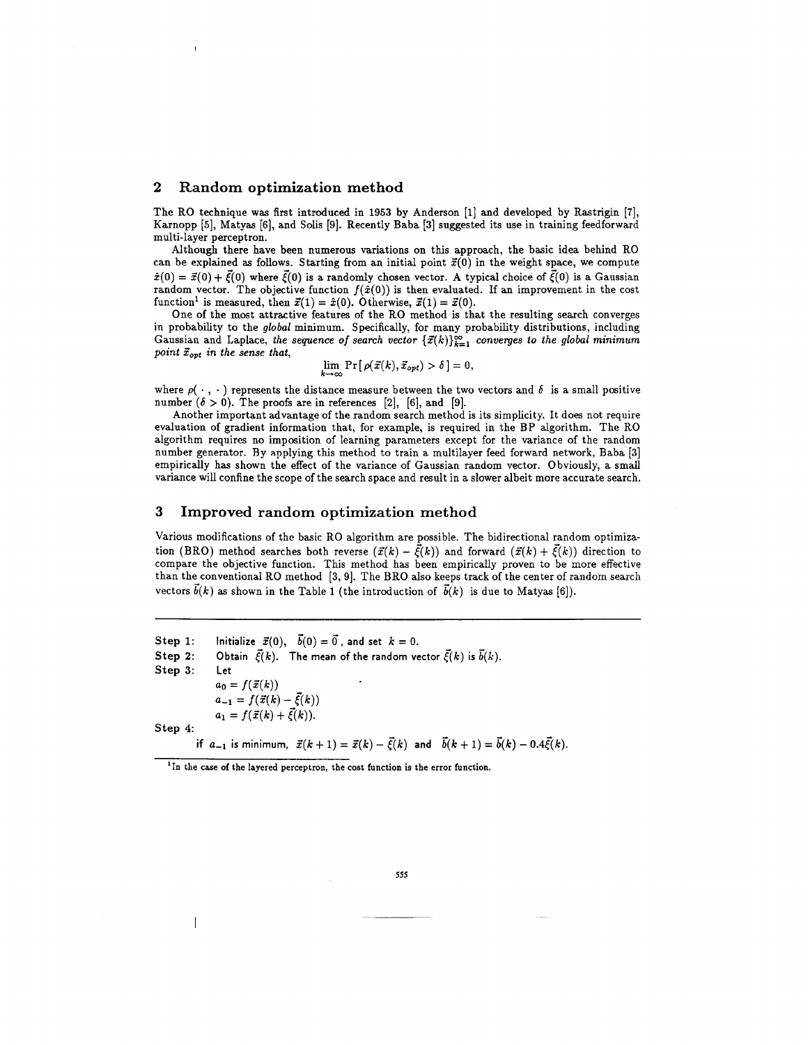## 2 Random optimization method

The RO technique was first introduced in 1953 by Anderson [1] and developed by Rastrigin [7], Karnopp [5], Matyas [6], and Solis [9]. Recently Baba [3] suggested its use in training feedforward multi-layer perceptron.

Although there have been numerous variations on this approach, the basic idea behind RO can be explained as follows. Starting from an initial point $\vec{x}(0)$ in the weight space, we compute $\hat{x}(0) = \vec{x}(0) + \vec{\xi}(0)$ where $\vec{\xi}(0)$ is a randomly chosen vector. A typical choice of $\vec{\xi}(0)$ is a Gaussian random vector. The objective function $f(\hat{x}(0))$ is then evaluated. If an improvement in the cost function[1] is measured, then $\vec{x}(1) = \hat{x}(0)$. Otherwise, $\vec{x}(1) = \vec{x}(0)$.

One of the most attractive features of the RO method is that the resulting search converges in probability to the *global* minimum. Specifically, for many probability distributions, including Gaussian and Laplace, *the sequence of search vector* $\{\vec{x}(k)\}_{k=1}^{\infty}$ *converges to the global minimum point* $\vec{x}_{opt}$ *in the sense that,*

$$\lim_{k \to \infty} \Pr[\,\rho(\vec{x}(k), \vec{x}_{opt}) > \delta\,] = 0,$$

where $\rho(\,\cdot\,,\,\cdot\,)$ represents the distance measure between the two vectors and $\delta$ is a small positive number ($\delta > 0$). The proofs are in references [2], [6], and [9].

Another important advantage of the random search method is its simplicity. It does not require evaluation of gradient information that, for example, is required in the BP algorithm. The RO algorithm requires no imposition of learning parameters except for the variance of the random number generator. By applying this method to train a multilayer feed forward network, Baba [3] empirically has shown the effect of the variance of Gaussian random vector. Obviously, a small variance will confine the scope of the search space and result in a slower albeit more accurate search.

## 3 Improved random optimization method

Various modifications of the basic RO algorithm are possible. The bidirectional random optimization (BRO) method searches both reverse ($\vec{x}(k) - \vec{\xi}(k)$) and forward ($\vec{x}(k) + \vec{\xi}(k)$) direction to compare the objective function. This method has been empirically proven to be more effective than the conventional RO method [3, 9]. The BRO also keeps track of the center of random search vectors $\vec{b}(k)$ as shown in the Table 1 (the introduction of $\vec{b}(k)$ is due to Matyas [6]).

---

**Step 1:** Initialize $\vec{x}(0)$, $\vec{b}(0) = \vec{0}$, and set $k = 0$.

**Step 2:** Obtain $\vec{\xi}(k)$. The mean of the random vector $\vec{\xi}(k)$ is $\vec{b}(k)$.

**Step 3:** Let

$$a_0 = f(\vec{x}(k))$$
$$a_{-1} = f(\vec{x}(k) - \vec{\xi}(k))$$
$$a_1 = f(\vec{x}(k) + \vec{\xi}(k)).$$

**Step 4:**

if $a_{-1}$ is minimum, $\vec{x}(k+1) = \vec{x}(k) - \vec{\xi}(k)$ and $\vec{b}(k+1) = \vec{b}(k) - 0.4\vec{\xi}(k)$.

---

[1] In the case of the layered perceptron, the cost function is the error function.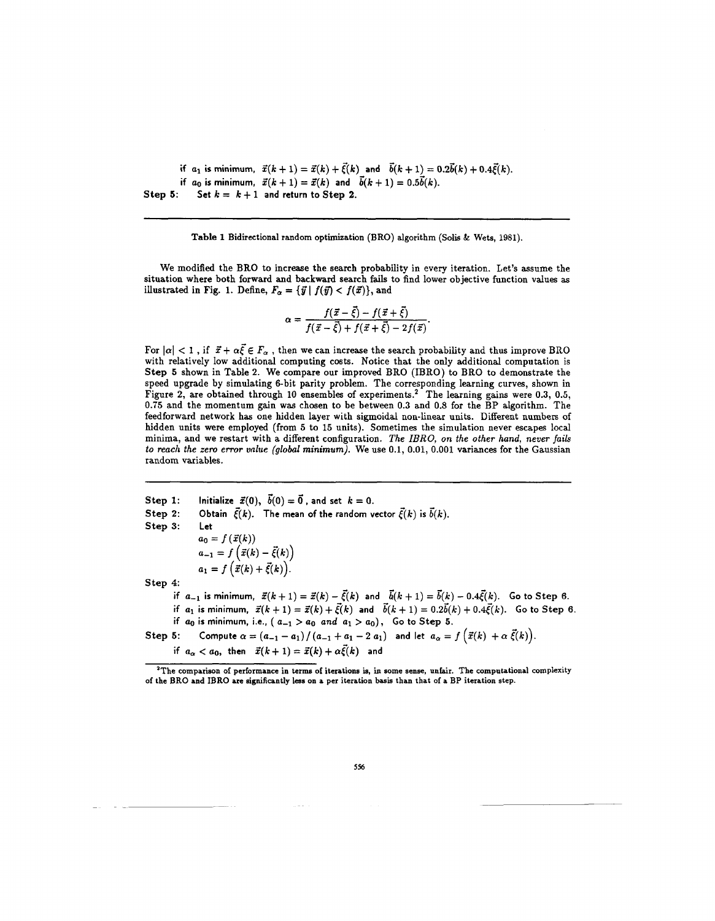if $a_1$ is minimum, $\vec{x}(k+1) = \vec{x}(k) + \vec{\xi}(k)$ and $\vec{b}(k+1) = 0.2\vec{b}(k) + 0.4\vec{\xi}(k)$.
if $a_0$ is minimum, $\vec{x}(k+1) = \vec{x}(k)$ and $\vec{b}(k+1) = 0.5\vec{b}(k)$.

**Step 5:** Set $k = k+1$ and return to **Step 2**.

---

**Table 1** Bidirectional random optimization (BRO) algorithm (Solis & Wets, 1981).

We modified the BRO to increase the search probability in every iteration. Let's assume the situation where both forward and backward search fails to find lower objective function values as illustrated in Fig. 1. Define, $F_\alpha = \{\vec{y} \mid f(\vec{y}) < f(\vec{x})\}$, and

$$\alpha = \frac{f(\vec{x} - \vec{\xi}) - f(\vec{x} + \vec{\xi})}{f(\vec{x} - \vec{\xi}) + f(\vec{x} + \vec{\xi}) - 2f(\vec{x})}.$$

For $|\alpha| < 1$, if $\vec{x} + \alpha\vec{\xi} \in F_\alpha$, then we can increase the search probability and thus improve BRO with relatively low additional computing costs. Notice that the only additional computation is **Step 5** shown in Table 2. We compare our improved BRO (IBRO) to BRO to demonstrate the speed upgrade by simulating 6-bit parity problem. The corresponding learning curves, shown in Figure 2, are obtained through 10 ensembles of experiments.[2] The learning gains were 0.3, 0.5, 0.75 and the momentum gain was chosen to be between 0.3 and 0.8 for the BP algorithm. The feedforward network has one hidden layer with sigmoidal non-linear units. Different numbers of hidden units were employed (from 5 to 15 units). Sometimes the simulation never escapes local minima, and we restart with a different configuration. *The IBRO, on the other hand, never fails to reach the zero error value (global minimum).* We use 0.1, 0.01, 0.001 variances for the Gaussian random variables.

---

**Step 1:** Initialize $\vec{x}(0)$, $\vec{b}(0) = \vec{0}$, and set $k = 0$.

**Step 2:** Obtain $\vec{\xi}(k)$. The mean of the random vector $\vec{\xi}(k)$ is $\vec{b}(k)$.

**Step 3:** Let

$$a_0 = f\left(\vec{x}(k)\right)$$
$$a_{-1} = f\left(\vec{x}(k) - \vec{\xi}(k)\right)$$
$$a_1 = f\left(\vec{x}(k) + \vec{\xi}(k)\right).$$

**Step 4:**

if $a_{-1}$ is minimum, $\vec{x}(k+1) = \vec{x}(k) - \vec{\xi}(k)$ and $\vec{b}(k+1) = \vec{b}(k) - 0.4\vec{\xi}(k)$. Go to Step 6.
if $a_1$ is minimum, $\vec{x}(k+1) = \vec{x}(k) + \vec{\xi}(k)$ and $\vec{b}(k+1) = 0.2\vec{b}(k) + 0.4\vec{\xi}(k)$. Go to Step 6.
if $a_0$ is minimum, i.e., ( $a_{-1} > a_0$ *and* $a_1 > a_0$), Go to Step 5.

**Step 5:** Compute $\alpha = (a_{-1} - a_1)\,/\,(a_{-1} + a_1 - 2\,a_1)$ and let $a_\alpha = f\left(\vec{x}(k) + \alpha\,\vec{\xi}(k)\right)$.

if $a_\alpha < a_0$, then $\vec{x}(k+1) = \vec{x}(k) + \alpha\vec{\xi}(k)$ and

---

[2] The comparison of performance in terms of iterations is, in some sense, unfair. The computational complexity of the BRO and IBRO are significantly less on a per iteration basis than that of a BP iteration step.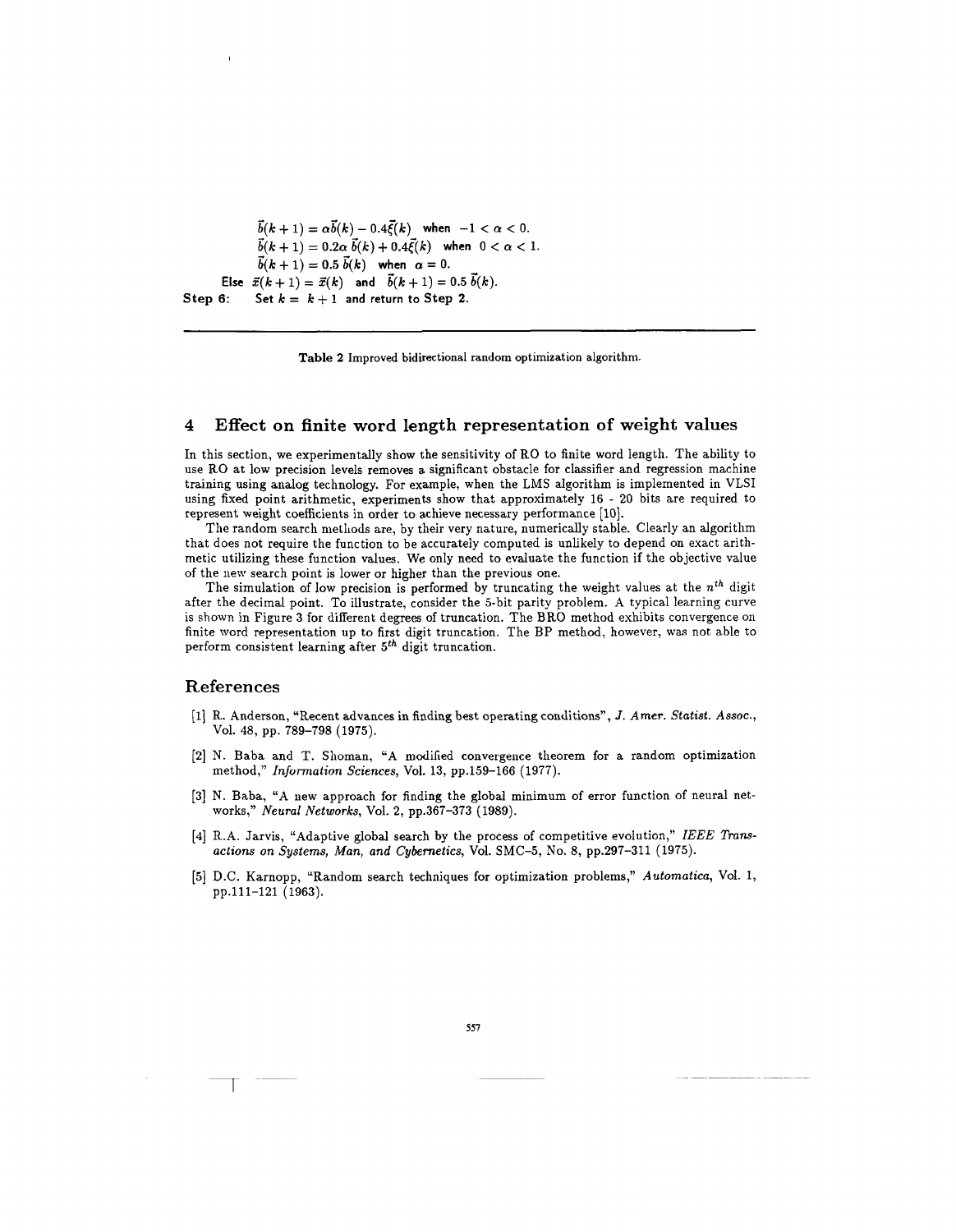$$\vec{b}(k+1) = \alpha\vec{b}(k) - 0.4\vec{\xi}(k) \quad \text{when} \quad -1 < \alpha < 0.$$
$$\vec{b}(k+1) = 0.2\alpha\,\vec{b}(k) + 0.4\vec{\xi}(k) \quad \text{when} \quad 0 < \alpha < 1.$$
$$\vec{b}(k+1) = 0.5\,\vec{b}(k) \quad \text{when} \quad \alpha = 0.$$

**Else** $\vec{x}(k+1) = \vec{x}(k)$ **and** $\vec{b}(k+1) = 0.5\,\vec{b}(k)$.

**Step 6:** Set $k = k+1$ and return to **Step 2**.

**Table 2** Improved bidirectional random optimization algorithm.

## 4 Effect on finite word length representation of weight values

In this section, we experimentally show the sensitivity of RO to finite word length. The ability to use RO at low precision levels removes a significant obstacle for classifier and regression machine training using analog technology. For example, when the LMS algorithm is implemented in VLSI using fixed point arithmetic, experiments show that approximately 16 - 20 bits are required to represent weight coefficients in order to achieve necessary performance [10].

The random search methods are, by their very nature, numerically stable. Clearly an algorithm that does not require the function to be accurately computed is unlikely to depend on exact arithmetic utilizing these function values. We only need to evaluate the function if the objective value of the new search point is lower or higher than the previous one.

The simulation of low precision is performed by truncating the weight values at the $n^{th}$ digit after the decimal point. To illustrate, consider the 5-bit parity problem. A typical learning curve is shown in Figure 3 for different degrees of truncation. The BRO method exhibits convergence on finite word representation up to first digit truncation. The BP method, however, was not able to perform consistent learning after $5^{th}$ digit truncation.

## References

[1] R. Anderson, "Recent advances in finding best operating conditions", *J. Amer. Statist. Assoc.*, Vol. 48, pp. 789–798 (1975).

[2] N. Baba and T. Shoman, "A modified convergence theorem for a random optimization method," *Information Sciences*, Vol. 13, pp.159–166 (1977).

[3] N. Baba, "A new approach for finding the global minimum of error function of neural networks," *Neural Networks*, Vol. 2, pp.367–373 (1989).

[4] R.A. Jarvis, "Adaptive global search by the process of competitive evolution," *IEEE Transactions on Systems, Man, and Cybernetics*, Vol. SMC-5, No. 8, pp.297–311 (1975).

[5] D.C. Karnopp, "Random search techniques for optimization problems," *Automatica*, Vol. 1, pp.111–121 (1963).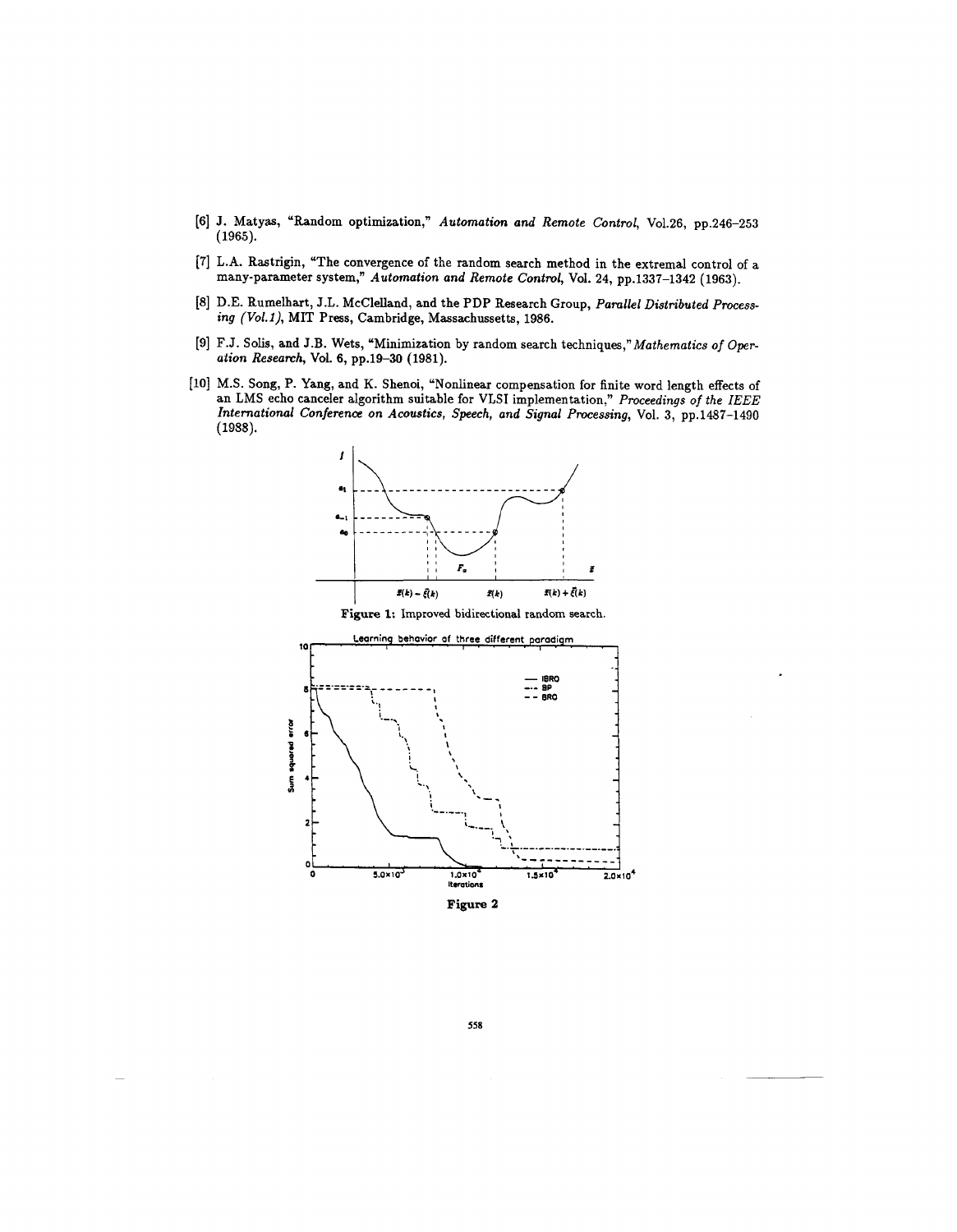[6] J. Matyas, "Random optimization," *Automation and Remote Control*, Vol.26, pp.246–253 (1965).

[7] L.A. Rastrigin, "The convergence of the random search method in the extremal control of a many-parameter system," *Automation and Remote Control*, Vol. 24, pp.1337–1342 (1963).

[8] D.E. Rumelhart, J.L. McClelland, and the PDP Research Group, *Parallel Distributed Processing (Vol.1)*, MIT Press, Cambridge, Massachussetts, 1986.

[9] F.J. Solis, and J.B. Wets, "Minimization by random search techniques," *Mathematics of Operation Research*, Vol. 6, pp.19–30 (1981).

[10] M.S. Song, P. Yang, and K. Shenoi, "Nonlinear compensation for finite word length effects of an LMS echo canceler algorithm suitable for VLSI implementation," *Proceedings of the IEEE International Conference on Acoustics, Speech, and Signal Processing*, Vol. 3, pp.1487–1490 (1988).

**Figure 1:** Improved bidirectional random search.

**Figure 2**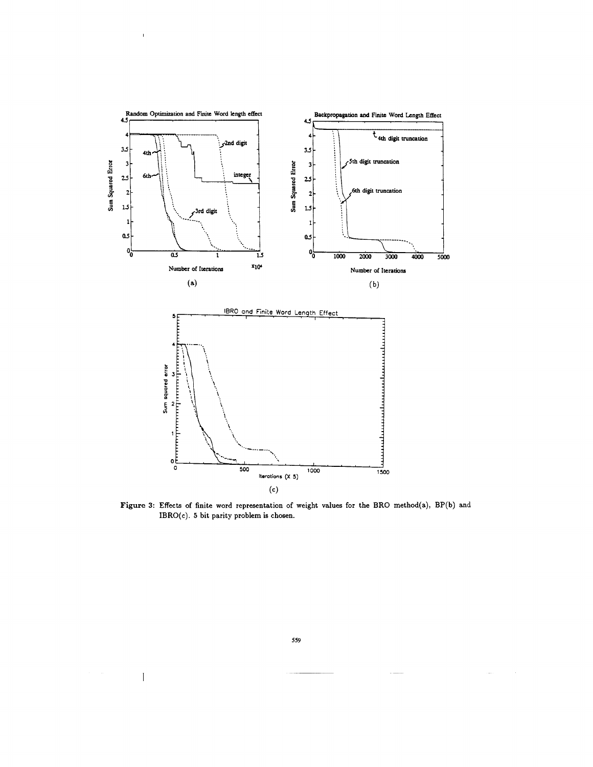Random Optimization and Finite Word length effect

Sum Squared Error

4.5
4
3.5
3
2.5
2
1.5
1
0.5
0

0
0.5
1
1.5

Number of Iterations

x10⁴

2nd digit

4th

6th

integer

3rd digit

(a)

Backpropagation and Finite Word Length Effect

Sum Squared Error

4.5
4
3.5
3
2.5
2
1.5
1
0.5
0

0
1000
2000
3000
4000
5000

Number of Iterations

4th digit truncation

5th digit truncation

6th digit truncation

(b)

IBRO and Finite Word Length Effect

Sum squared error

5
4
3
2
1
0

0
500
1000
1500

Iterations (X 5)

(c)

**Figure 3:** Effects of finite word representation of weight values for the BRO method(a), BP(b) and IBRO(c). 5 bit parity problem is chosen.